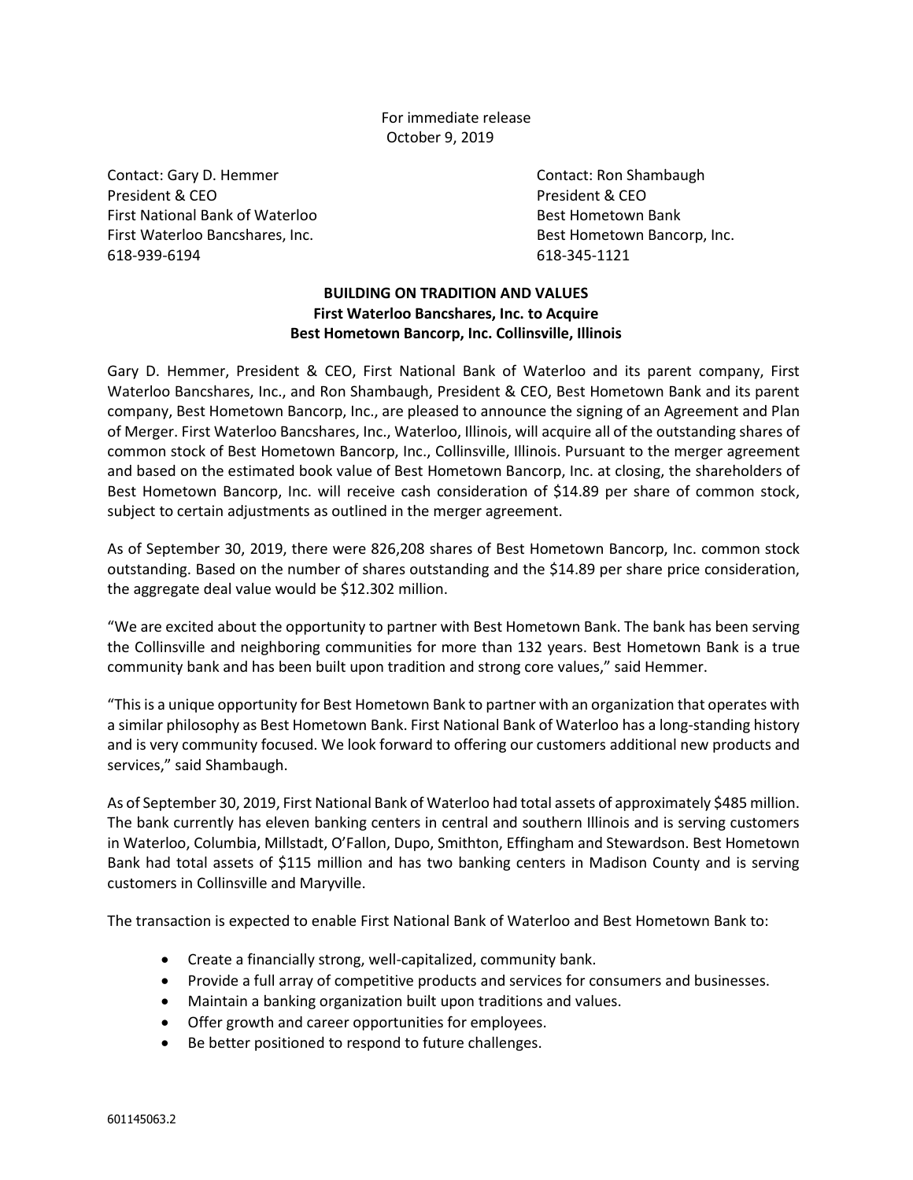For immediate release
October 9, 2019

Contact: Gary D. Hemmer
President & CEO
First National Bank of Waterloo
First Waterloo Bancshares, Inc.
618-939-6194

Contact: Ron Shambaugh
President & CEO
Best Hometown Bank
Best Hometown Bancorp, Inc.
618-345-1121

**BUILDING ON TRADITION AND VALUES**
**First Waterloo Bancshares, Inc. to Acquire**
**Best Hometown Bancorp, Inc. Collinsville, Illinois**

Gary D. Hemmer, President & CEO, First National Bank of Waterloo and its parent company, First Waterloo Bancshares, Inc., and Ron Shambaugh, President & CEO, Best Hometown Bank and its parent company, Best Hometown Bancorp, Inc., are pleased to announce the signing of an Agreement and Plan of Merger. First Waterloo Bancshares, Inc., Waterloo, Illinois, will acquire all of the outstanding shares of common stock of Best Hometown Bancorp, Inc., Collinsville, Illinois. Pursuant to the merger agreement and based on the estimated book value of Best Hometown Bancorp, Inc. at closing, the shareholders of Best Hometown Bancorp, Inc. will receive cash consideration of $14.89 per share of common stock, subject to certain adjustments as outlined in the merger agreement.

As of September 30, 2019, there were 826,208 shares of Best Hometown Bancorp, Inc. common stock outstanding. Based on the number of shares outstanding and the $14.89 per share price consideration, the aggregate deal value would be $12.302 million.

"We are excited about the opportunity to partner with Best Hometown Bank. The bank has been serving the Collinsville and neighboring communities for more than 132 years. Best Hometown Bank is a true community bank and has been built upon tradition and strong core values," said Hemmer.

"This is a unique opportunity for Best Hometown Bank to partner with an organization that operates with a similar philosophy as Best Hometown Bank. First National Bank of Waterloo has a long-standing history and is very community focused. We look forward to offering our customers additional new products and services," said Shambaugh.

As of September 30, 2019, First National Bank of Waterloo had total assets of approximately $485 million. The bank currently has eleven banking centers in central and southern Illinois and is serving customers in Waterloo, Columbia, Millstadt, O'Fallon, Dupo, Smithton, Effingham and Stewardson. Best Hometown Bank had total assets of $115 million and has two banking centers in Madison County and is serving customers in Collinsville and Maryville.

The transaction is expected to enable First National Bank of Waterloo and Best Hometown Bank to:

- Create a financially strong, well-capitalized, community bank.
- Provide a full array of competitive products and services for consumers and businesses.
- Maintain a banking organization built upon traditions and values.
- Offer growth and career opportunities for employees.
- Be better positioned to respond to future challenges.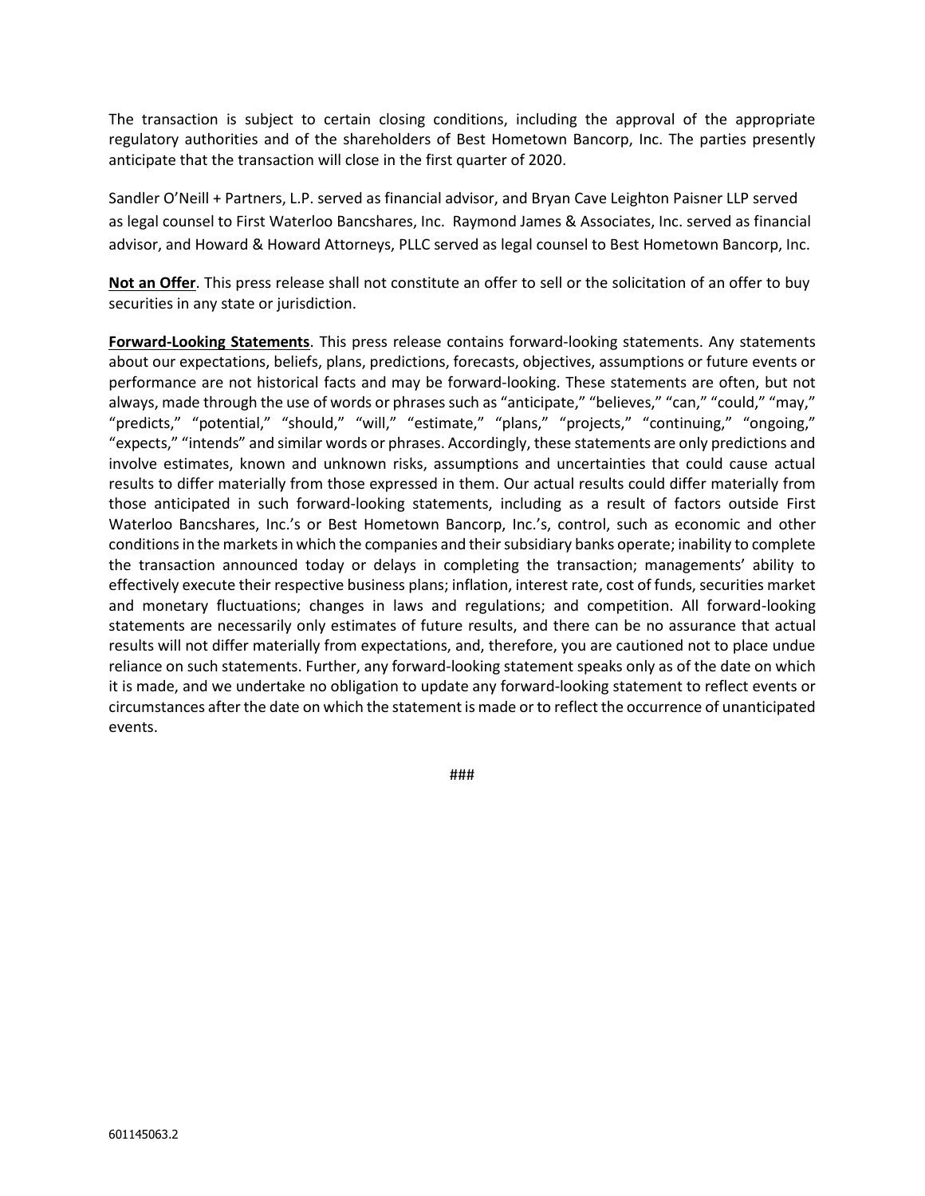The transaction is subject to certain closing conditions, including the approval of the appropriate regulatory authorities and of the shareholders of Best Hometown Bancorp, Inc. The parties presently anticipate that the transaction will close in the first quarter of 2020.

Sandler O'Neill + Partners, L.P. served as financial advisor, and Bryan Cave Leighton Paisner LLP served as legal counsel to First Waterloo Bancshares, Inc. Raymond James & Associates, Inc. served as financial advisor, and Howard & Howard Attorneys, PLLC served as legal counsel to Best Hometown Bancorp, Inc.

**Not an Offer**. This press release shall not constitute an offer to sell or the solicitation of an offer to buy securities in any state or jurisdiction.

**Forward-Looking Statements**. This press release contains forward-looking statements. Any statements about our expectations, beliefs, plans, predictions, forecasts, objectives, assumptions or future events or performance are not historical facts and may be forward-looking. These statements are often, but not always, made through the use of words or phrases such as "anticipate," "believes," "can," "could," "may," "predicts," "potential," "should," "will," "estimate," "plans," "projects," "continuing," "ongoing," "expects," "intends" and similar words or phrases. Accordingly, these statements are only predictions and involve estimates, known and unknown risks, assumptions and uncertainties that could cause actual results to differ materially from those expressed in them. Our actual results could differ materially from those anticipated in such forward-looking statements, including as a result of factors outside First Waterloo Bancshares, Inc.'s or Best Hometown Bancorp, Inc.'s, control, such as economic and other conditions in the markets in which the companies and their subsidiary banks operate; inability to complete the transaction announced today or delays in completing the transaction; managements' ability to effectively execute their respective business plans; inflation, interest rate, cost of funds, securities market and monetary fluctuations; changes in laws and regulations; and competition. All forward-looking statements are necessarily only estimates of future results, and there can be no assurance that actual results will not differ materially from expectations, and, therefore, you are cautioned not to place undue reliance on such statements. Further, any forward-looking statement speaks only as of the date on which it is made, and we undertake no obligation to update any forward-looking statement to reflect events or circumstances after the date on which the statement is made or to reflect the occurrence of unanticipated events.

###

601145063.2